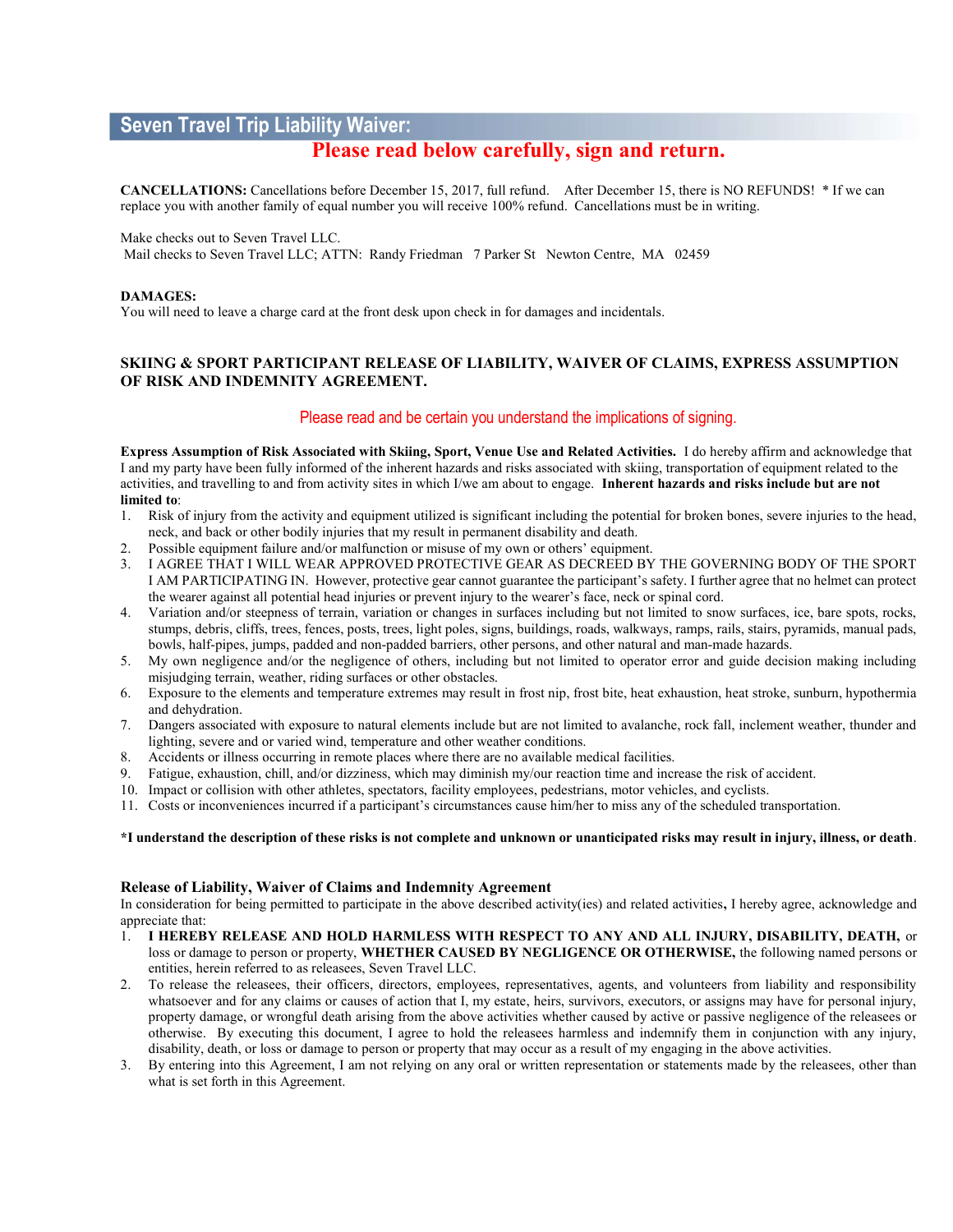## Seven Travel Trip Liability Waiver:

**Please read below carefully, sign and return.**

**CANCELLATIONS:** Cancellations before December 15, 2017, full refund. After December 15, there is NO REFUNDS! * If we can replace you with another family of equal number you will receive 100% refund. Cancellations must be in writing.

Make checks out to Seven Travel LLC.
Mail checks to Seven Travel LLC; ATTN: Randy Friedman 7 Parker St Newton Centre, MA 02459

**DAMAGES:**
You will need to leave a charge card at the front desk upon check in for damages and incidentals.

### SKIING & SPORT PARTICIPANT RELEASE OF LIABILITY, WAIVER OF CLAIMS, EXPRESS ASSUMPTION OF RISK AND INDEMNITY AGREEMENT.

Please read and be certain you understand the implications of signing.

**Express Assumption of Risk Associated with Skiing, Sport, Venue Use and Related Activities.** I do hereby affirm and acknowledge that I and my party have been fully informed of the inherent hazards and risks associated with skiing, transportation of equipment related to the activities, and travelling to and from activity sites in which I/we am about to engage. **Inherent hazards and risks include but are not limited to**:

1. Risk of injury from the activity and equipment utilized is significant including the potential for broken bones, severe injuries to the head, neck, and back or other bodily injuries that my result in permanent disability and death.
2. Possible equipment failure and/or malfunction or misuse of my own or others' equipment.
3. I AGREE THAT I WILL WEAR APPROVED PROTECTIVE GEAR AS DECREED BY THE GOVERNING BODY OF THE SPORT I AM PARTICIPATING IN. However, protective gear cannot guarantee the participant's safety. I further agree that no helmet can protect the wearer against all potential head injuries or prevent injury to the wearer's face, neck or spinal cord.
4. Variation and/or steepness of terrain, variation or changes in surfaces including but not limited to snow surfaces, ice, bare spots, rocks, stumps, debris, cliffs, trees, fences, posts, trees, light poles, signs, buildings, roads, walkways, ramps, rails, stairs, pyramids, manual pads, bowls, half-pipes, jumps, padded and non-padded barriers, other persons, and other natural and man-made hazards.
5. My own negligence and/or the negligence of others, including but not limited to operator error and guide decision making including misjudging terrain, weather, riding surfaces or other obstacles.
6. Exposure to the elements and temperature extremes may result in frost nip, frost bite, heat exhaustion, heat stroke, sunburn, hypothermia and dehydration.
7. Dangers associated with exposure to natural elements include but are not limited to avalanche, rock fall, inclement weather, thunder and lighting, severe and or varied wind, temperature and other weather conditions.
8. Accidents or illness occurring in remote places where there are no available medical facilities.
9. Fatigue, exhaustion, chill, and/or dizziness, which may diminish my/our reaction time and increase the risk of accident.
10. Impact or collision with other athletes, spectators, facility employees, pedestrians, motor vehicles, and cyclists.
11. Costs or inconveniences incurred if a participant's circumstances cause him/her to miss any of the scheduled transportation.

**\*I understand the description of these risks is not complete and unknown or unanticipated risks may result in injury, illness, or death**.

### Release of Liability, Waiver of Claims and Indemnity Agreement

In consideration for being permitted to participate in the above described activity(ies) and related activities**,** I hereby agree, acknowledge and appreciate that:

1. **I HEREBY RELEASE AND HOLD HARMLESS WITH RESPECT TO ANY AND ALL INJURY, DISABILITY, DEATH,** or loss or damage to person or property, **WHETHER CAUSED BY NEGLIGENCE OR OTHERWISE,** the following named persons or entities, herein referred to as releasees, Seven Travel LLC.
2. To release the releasees, their officers, directors, employees, representatives, agents, and volunteers from liability and responsibility whatsoever and for any claims or causes of action that I, my estate, heirs, survivors, executors, or assigns may have for personal injury, property damage, or wrongful death arising from the above activities whether caused by active or passive negligence of the releasees or otherwise. By executing this document, I agree to hold the releasees harmless and indemnify them in conjunction with any injury, disability, death, or loss or damage to person or property that may occur as a result of my engaging in the above activities.
3. By entering into this Agreement, I am not relying on any oral or written representation or statements made by the releasees, other than what is set forth in this Agreement.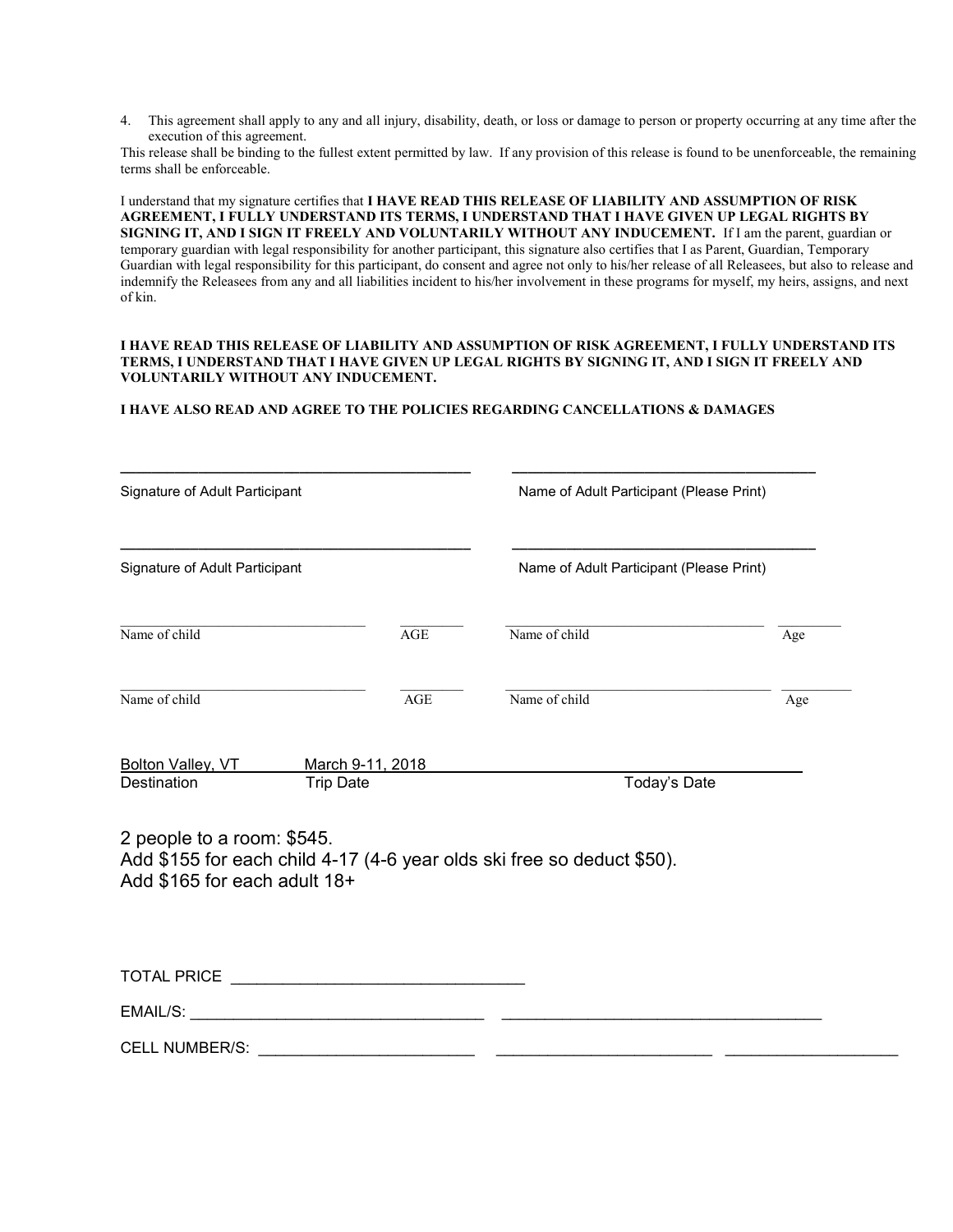4. This agreement shall apply to any and all injury, disability, death, or loss or damage to person or property occurring at any time after the execution of this agreement.

This release shall be binding to the fullest extent permitted by law. If any provision of this release is found to be unenforceable, the remaining terms shall be enforceable.

I understand that my signature certifies that **I HAVE READ THIS RELEASE OF LIABILITY AND ASSUMPTION OF RISK AGREEMENT, I FULLY UNDERSTAND ITS TERMS, I UNDERSTAND THAT I HAVE GIVEN UP LEGAL RIGHTS BY SIGNING IT, AND I SIGN IT FREELY AND VOLUNTARILY WITHOUT ANY INDUCEMENT.** If I am the parent, guardian or temporary guardian with legal responsibility for another participant, this signature also certifies that I as Parent, Guardian, Temporary Guardian with legal responsibility for this participant, do consent and agree not only to his/her release of all Releasees, but also to release and indemnify the Releasees from any and all liabilities incident to his/her involvement in these programs for myself, my heirs, assigns, and next of kin.

**I HAVE READ THIS RELEASE OF LIABILITY AND ASSUMPTION OF RISK AGREEMENT, I FULLY UNDERSTAND ITS TERMS, I UNDERSTAND THAT I HAVE GIVEN UP LEGAL RIGHTS BY SIGNING IT, AND I SIGN IT FREELY AND VOLUNTARILY WITHOUT ANY INDUCEMENT.**

**I HAVE ALSO READ AND AGREE TO THE POLICIES REGARDING CANCELLATIONS & DAMAGES**

\_\_\_\_\_\_\_\_\_\_\_\_\_\_\_\_\_\_\_\_\_\_\_\_\_\_\_\_\_\_\_\_\_\_\_\_ \_\_\_\_\_\_\_\_\_\_\_\_\_\_\_\_\_\_\_\_\_\_\_\_\_\_\_\_\_\_\_\_\_\_\_\_

Signature of Adult Participant — Name of Adult Participant (Please Print)

\_\_\_\_\_\_\_\_\_\_\_\_\_\_\_\_\_\_\_\_\_\_\_\_\_\_\_\_\_\_\_\_\_\_\_\_ \_\_\_\_\_\_\_\_\_\_\_\_\_\_\_\_\_\_\_\_\_\_\_\_\_\_\_\_\_\_\_\_\_\_\_\_

Signature of Adult Participant — Name of Adult Participant (Please Print)

\_\_\_\_\_\_\_\_\_\_\_\_\_\_\_\_\_\_\_\_ \_\_\_\_\_\_ \_\_\_\_\_\_\_\_\_\_\_\_\_\_\_\_\_\_\_\_ \_\_\_\_\_\_

Name of child — AGE — Name of child — Age

\_\_\_\_\_\_\_\_\_\_\_\_\_\_\_\_\_\_\_\_ \_\_\_\_\_\_ \_\_\_\_\_\_\_\_\_\_\_\_\_\_\_\_\_\_\_\_ \_\_\_\_\_\_

Name of child — AGE — Name of child — Age

Bolton Valley, VT — March 9-11, 2018 — \_\_\_\_\_\_\_\_\_\_\_\_\_\_\_\_\_\_\_\_

Destination — Trip Date — Today's Date

2 people to a room: $545.

Add $155 for each child 4-17 (4-6 year olds ski free so deduct $50).

Add $165 for each adult 18+

TOTAL PRICE \_\_\_\_\_\_\_\_\_\_\_\_\_\_\_\_\_\_\_\_\_\_\_\_\_\_\_\_\_\_

EMAIL/S: \_\_\_\_\_\_\_\_\_\_\_\_\_\_\_\_\_\_\_\_\_\_\_\_\_\_\_\_\_\_ \_\_\_\_\_\_\_\_\_\_\_\_\_\_\_\_\_\_\_\_\_\_\_\_\_\_\_\_\_\_

CELL NUMBER/S: \_\_\_\_\_\_\_\_\_\_\_\_\_\_\_\_\_\_\_\_ \_\_\_\_\_\_\_\_\_\_\_\_\_\_\_\_\_\_\_\_ \_\_\_\_\_\_\_\_\_\_\_\_\_\_\_\_\_\_\_\_